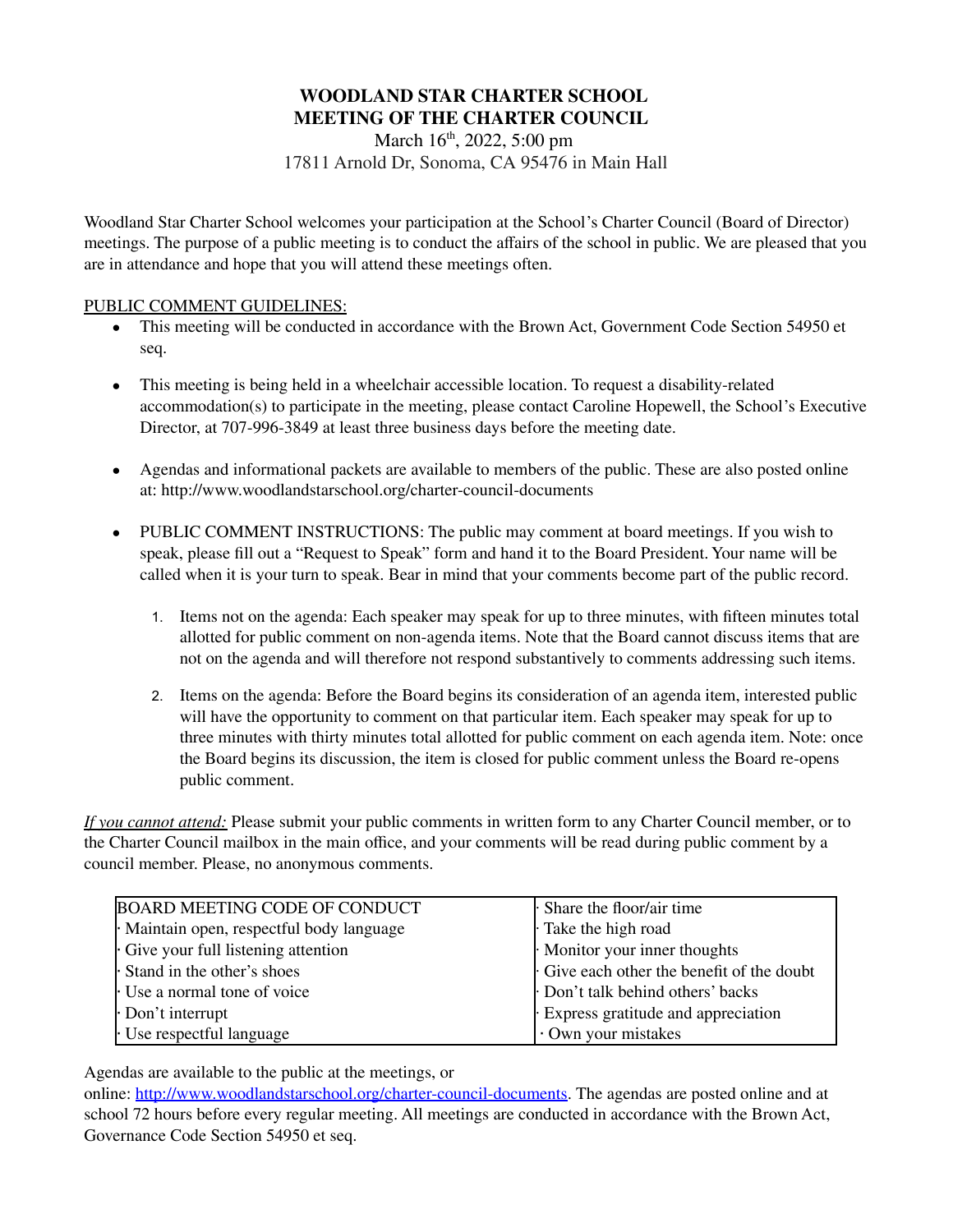# WOODLAND STAR CHARTER SCHOOL
# MEETING OF THE CHARTER COUNCIL

March 16th, 2022, 5:00 pm
17811 Arnold Dr, Sonoma, CA 95476 in Main Hall

Woodland Star Charter School welcomes your participation at the School's Charter Council (Board of Director) meetings. The purpose of a public meeting is to conduct the affairs of the school in public. We are pleased that you are in attendance and hope that you will attend these meetings often.

PUBLIC COMMENT GUIDELINES:

- This meeting will be conducted in accordance with the Brown Act, Government Code Section 54950 et seq.
- This meeting is being held in a wheelchair accessible location. To request a disability-related accommodation(s) to participate in the meeting, please contact Caroline Hopewell, the School's Executive Director, at 707-996-3849 at least three business days before the meeting date.
- Agendas and informational packets are available to members of the public. These are also posted online at: http://www.woodlandstarschool.org/charter-council-documents
- PUBLIC COMMENT INSTRUCTIONS: The public may comment at board meetings. If you wish to speak, please fill out a "Request to Speak" form and hand it to the Board President. Your name will be called when it is your turn to speak. Bear in mind that your comments become part of the public record.
    1. Items not on the agenda: Each speaker may speak for up to three minutes, with fifteen minutes total allotted for public comment on non-agenda items. Note that the Board cannot discuss items that are not on the agenda and will therefore not respond substantively to comments addressing such items.
    2. Items on the agenda: Before the Board begins its consideration of an agenda item, interested public will have the opportunity to comment on that particular item. Each speaker may speak for up to three minutes with thirty minutes total allotted for public comment on each agenda item. Note: once the Board begins its discussion, the item is closed for public comment unless the Board re-opens public comment.

*If you cannot attend:* Please submit your public comments in written form to any Charter Council member, or to the Charter Council mailbox in the main office, and your comments will be read during public comment by a council member. Please, no anonymous comments.

| BOARD MEETING CODE OF CONDUCT | · Share the floor/air time |
|---|---|
| · Maintain open, respectful body language | · Take the high road |
| · Give your full listening attention | · Monitor your inner thoughts |
| · Stand in the other's shoes | · Give each other the benefit of the doubt |
| · Use a normal tone of voice | · Don't talk behind others' backs |
| · Don't interrupt | · Express gratitude and appreciation |
| · Use respectful language | · Own your mistakes |

Agendas are available to the public at the meetings, or online: http://www.woodlandstarschool.org/charter-council-documents. The agendas are posted online and at school 72 hours before every regular meeting. All meetings are conducted in accordance with the Brown Act, Governance Code Section 54950 et seq.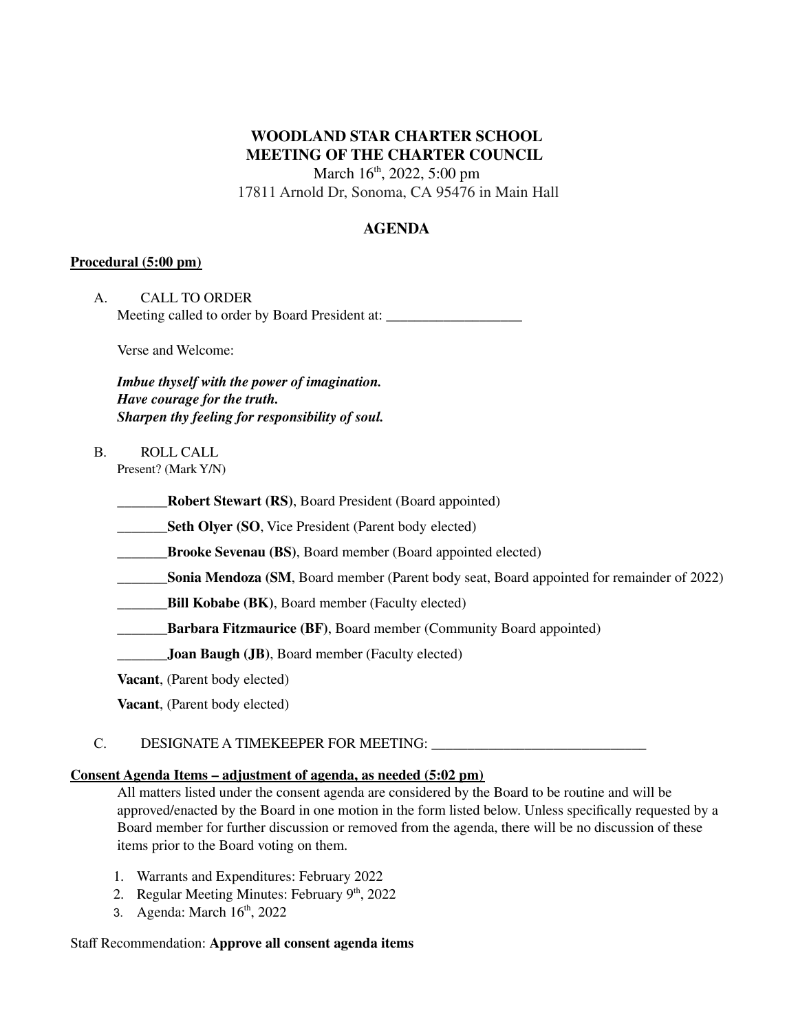**WOODLAND STAR CHARTER SCHOOL**
**MEETING OF THE CHARTER COUNCIL**

March 16th, 2022, 5:00 pm
17811 Arnold Dr, Sonoma, CA 95476 in Main Hall

**AGENDA**

**Procedural (5:00 pm)**

A. CALL TO ORDER
Meeting called to order by Board President at: ___________________

Verse and Welcome:

***Imbue thyself with the power of imagination.***
***Have courage for the truth.***
***Sharpen thy feeling for responsibility of soul.***

B. ROLL CALL
Present? (Mark Y/N)

_______**Robert Stewart (RS)**, Board President (Board appointed)

_______**Seth Olyer (SO**, Vice President (Parent body elected)

_______**Brooke Sevenau (BS)**, Board member (Board appointed elected)

_______**Sonia Mendoza (SM**, Board member (Parent body seat, Board appointed for remainder of 2022)

_______**Bill Kobabe (BK)**, Board member (Faculty elected)

_______**Barbara Fitzmaurice (BF)**, Board member (Community Board appointed)

_______**Joan Baugh (JB)**, Board member (Faculty elected)

**Vacant**, (Parent body elected)

**Vacant**, (Parent body elected)

C. DESIGNATE A TIMEKEEPER FOR MEETING: ______________________________

**Consent Agenda Items – adjustment of agenda, as needed (5:02 pm)**

All matters listed under the consent agenda are considered by the Board to be routine and will be approved/enacted by the Board in one motion in the form listed below. Unless specifically requested by a Board member for further discussion or removed from the agenda, there will be no discussion of these items prior to the Board voting on them.

1. Warrants and Expenditures: February 2022
2. Regular Meeting Minutes: February 9th, 2022
3. Agenda: March 16th, 2022

Staff Recommendation: **Approve all consent agenda items**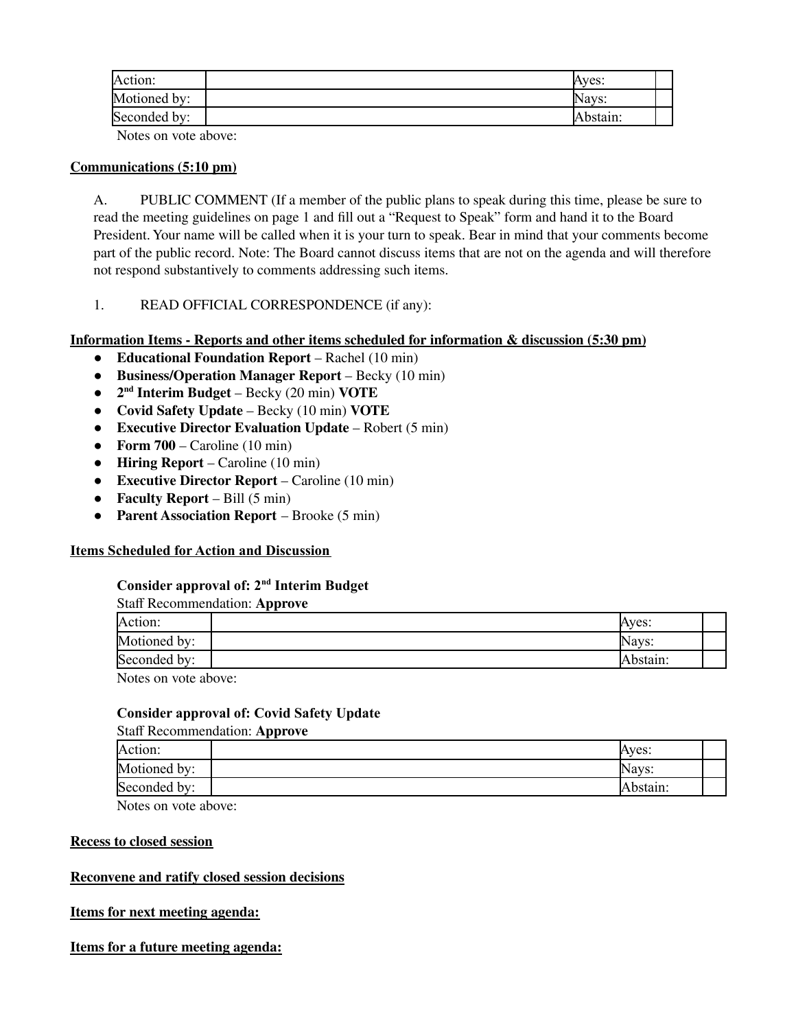| Action: | | Ayes: | |
|---|---|---|---|
| Motioned by: | | Nays: | |
| Seconded by: | | Abstain: | |

Notes on vote above:

**Communications (5:10 pm)**

A. PUBLIC COMMENT (If a member of the public plans to speak during this time, please be sure to read the meeting guidelines on page 1 and fill out a "Request to Speak" form and hand it to the Board President. Your name will be called when it is your turn to speak. Bear in mind that your comments become part of the public record. Note: The Board cannot discuss items that are not on the agenda and will therefore not respond substantively to comments addressing such items.

1. READ OFFICIAL CORRESPONDENCE (if any):

**Information Items - Reports and other items scheduled for information & discussion (5:30 pm)**

- **Educational Foundation Report** – Rachel (10 min)
- **Business/Operation Manager Report** – Becky (10 min)
- **2nd Interim Budget** – Becky (20 min) **VOTE**
- **Covid Safety Update** – Becky (10 min) **VOTE**
- **Executive Director Evaluation Update** – Robert (5 min)
- **Form 700** – Caroline (10 min)
- **Hiring Report** – Caroline (10 min)
- **Executive Director Report** – Caroline (10 min)
- **Faculty Report** – Bill (5 min)
- **Parent Association Report** – Brooke (5 min)

**Items Scheduled for Action and Discussion**

**Consider approval of: 2nd Interim Budget**

Staff Recommendation: **Approve**

| Action: | | Ayes: | |
|---|---|---|---|
| Motioned by: | | Nays: | |
| Seconded by: | | Abstain: | |

Notes on vote above:

**Consider approval of: Covid Safety Update**

Staff Recommendation: **Approve**

| Action: | | Ayes: | |
|---|---|---|---|
| Motioned by: | | Nays: | |
| Seconded by: | | Abstain: | |

Notes on vote above:

**Recess to closed session**

**Reconvene and ratify closed session decisions**

**Items for next meeting agenda:**

**Items for a future meeting agenda:**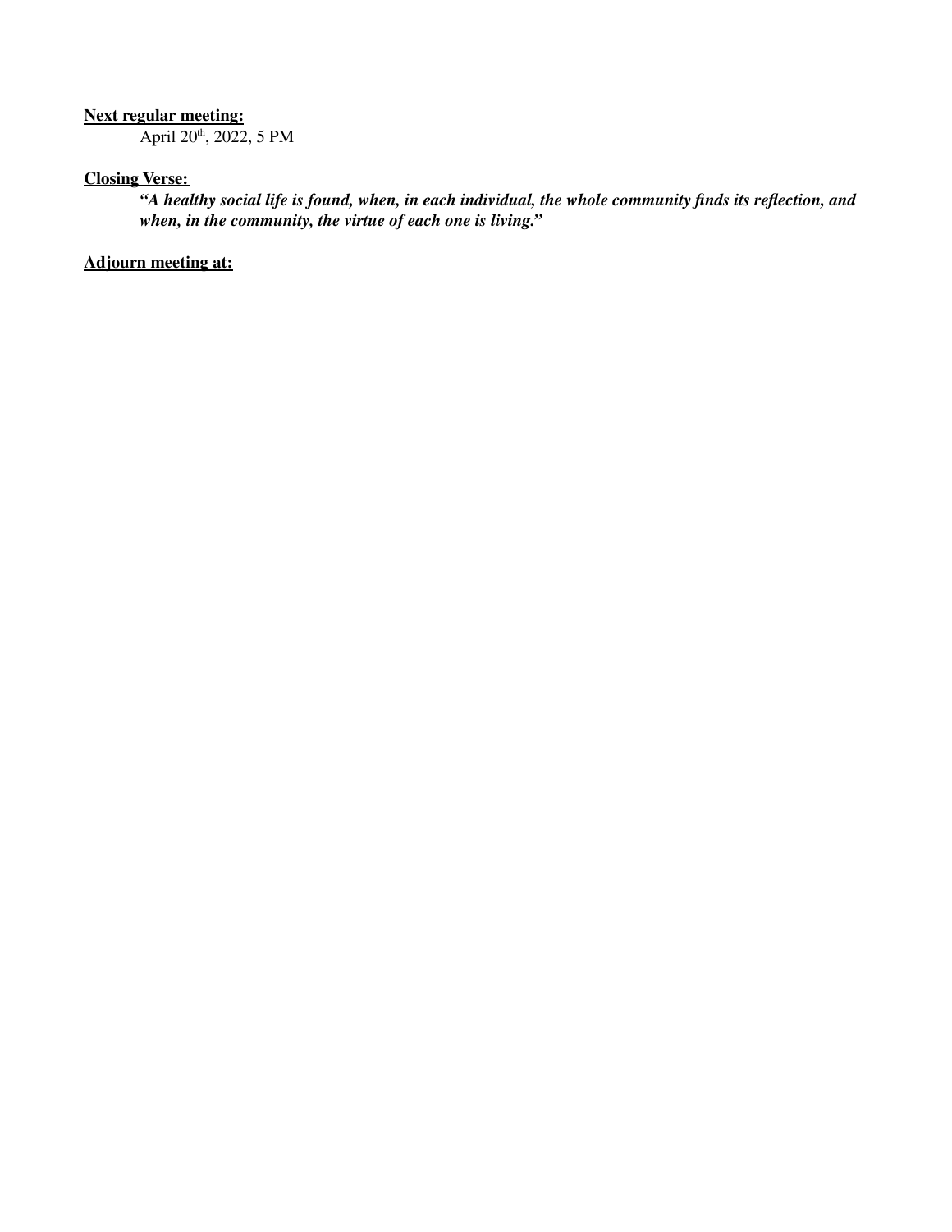**Next regular meeting:**

April 20th, 2022, 5 PM

**Closing Verse:**

***"A healthy social life is found, when, in each individual, the whole community finds its reflection, and when, in the community, the virtue of each one is living."***

**Adjourn meeting at:**